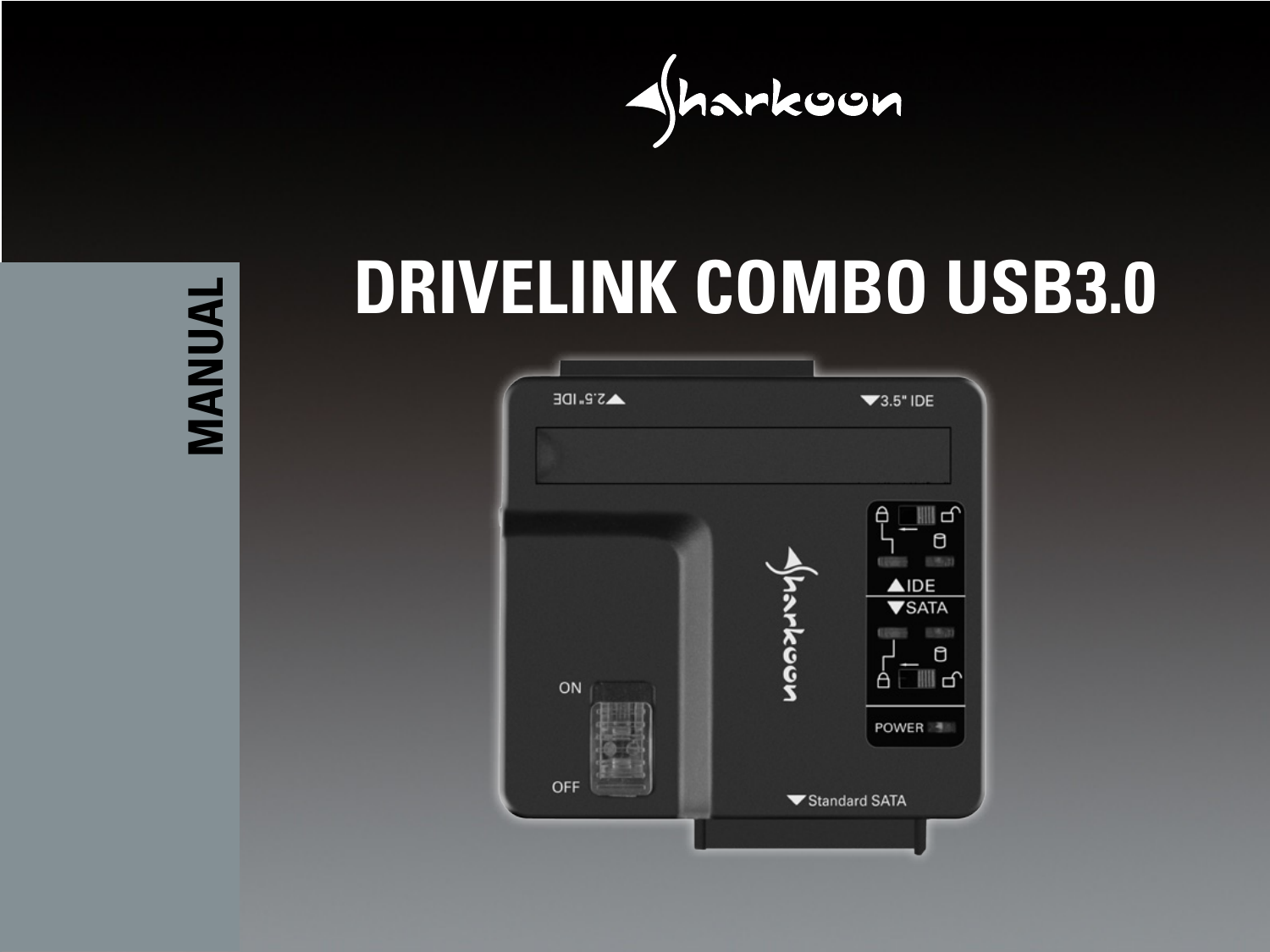Sharkoon

# DRIVELINK COMBO USB3.0

MANUAL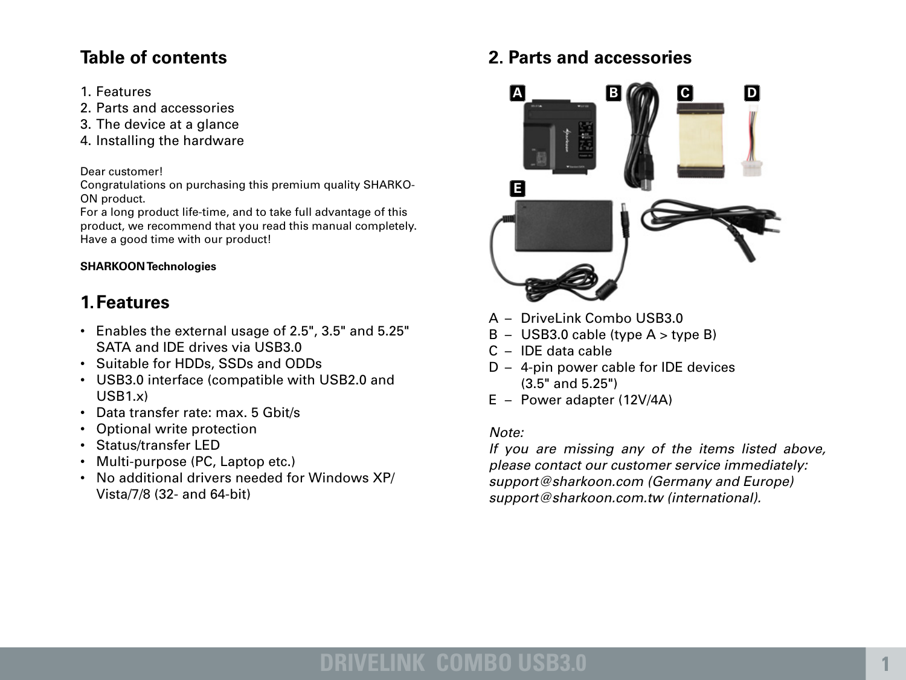## Table of contents

1. Features
2. Parts and accessories
3. The device at a glance
4. Installing the hardware

Dear customer!
Congratulations on purchasing this premium quality SHARKOON product.
For a long product life-time, and to take full advantage of this product, we recommend that you read this manual completely.
Have a good time with our product!

**SHARKOON Technologies**

## 1. Features

- Enables the external usage of 2.5", 3.5" and 5.25" SATA and IDE drives via USB3.0
- Suitable for HDDs, SSDs and ODDs
- USB3.0 interface (compatible with USB2.0 and USB1.x)
- Data transfer rate: max. 5 Gbit/s
- Optional write protection
- Status/transfer LED
- Multi-purpose (PC, Laptop etc.)
- No additional drivers needed for Windows XP/Vista/7/8 (32- and 64-bit)

## 2. Parts and accessories

A – DriveLink Combo USB3.0
B – USB3.0 cable (type A > type B)
C – IDE data cable
D – 4-pin power cable for IDE devices (3.5" and 5.25")
E – Power adapter (12V/4A)

*Note:*
*If you are missing any of the items listed above, please contact our customer service immediately:*
*support@sharkoon.com (Germany and Europe)*
*support@sharkoon.com.tw (international).*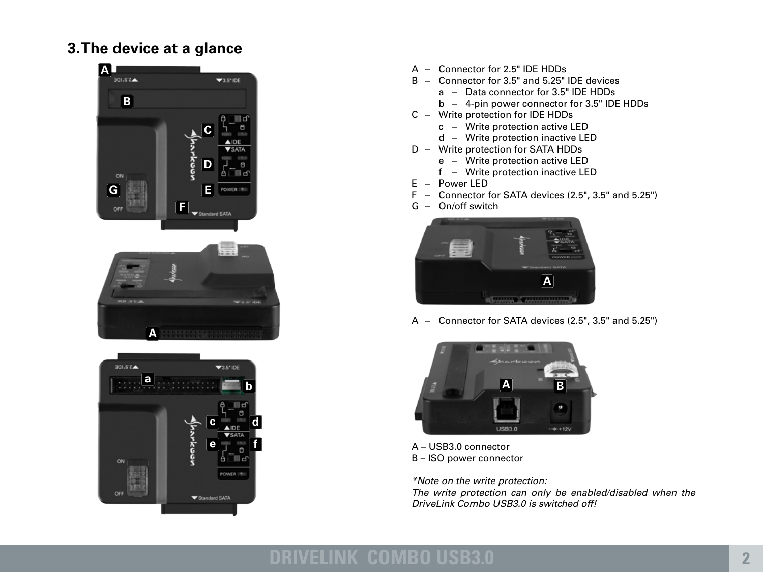## 3. The device at a glance

A – Connector for 2.5" IDE HDDs
B – Connector for 3.5" and 5.25" IDE devices
  a – Data connector for 3.5" IDE HDDs
  b – 4-pin power connector for 3.5" IDE HDDs
C – Write protection for IDE HDDs
  c – Write protection active LED
  d – Write protection inactive LED
D – Write protection for SATA HDDs
  e – Write protection active LED
  f – Write protection inactive LED
E – Power LED
F – Connector for SATA devices (2.5", 3.5" and 5.25")
G – On/off switch

A – Connector for SATA devices (2.5", 3.5" and 5.25")

A – USB3.0 connector
B – ISO power connector

*\*Note on the write protection:*
*The write protection can only be enabled/disabled when the DriveLink Combo USB3.0 is switched off!*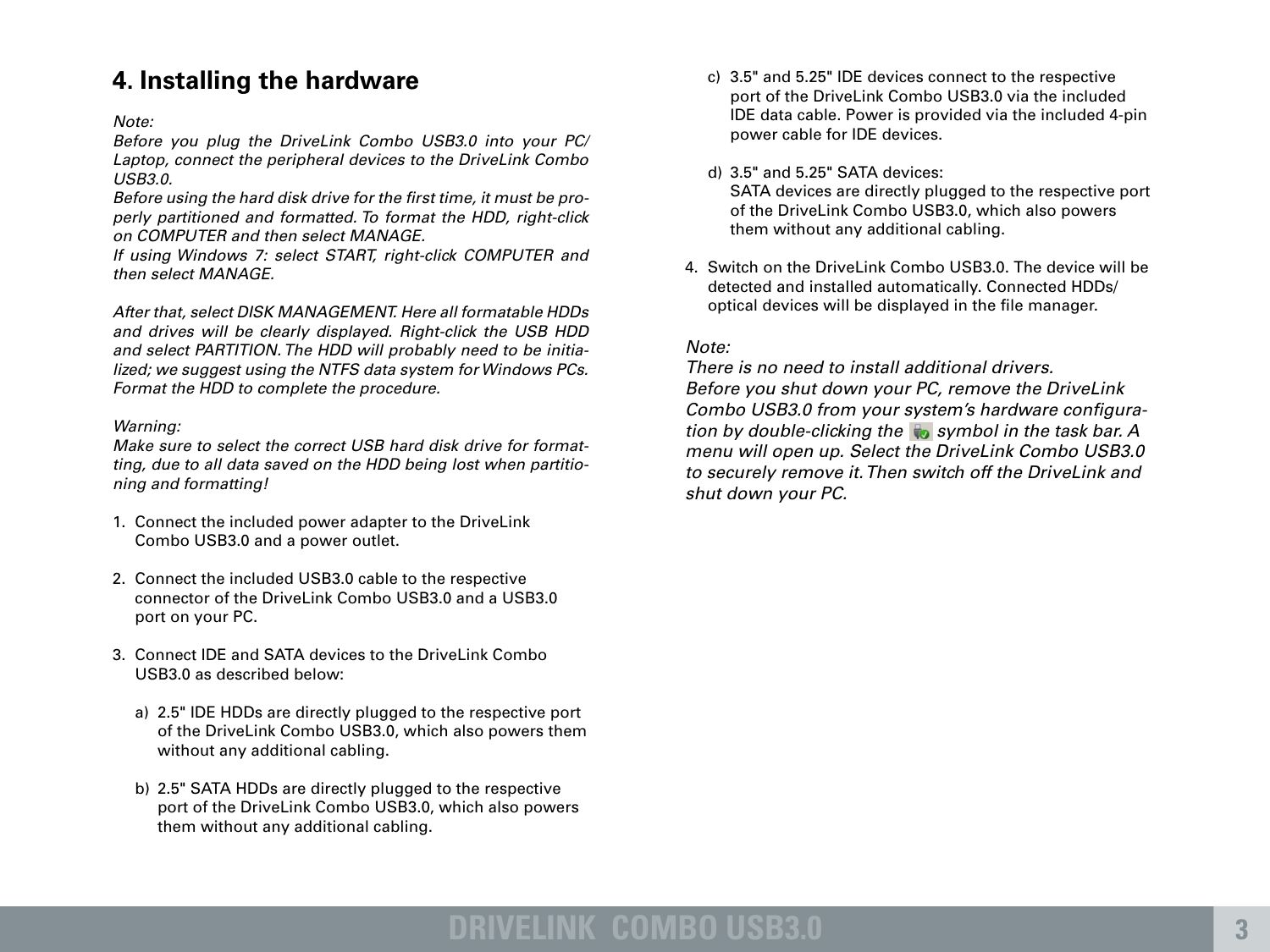## 4. Installing the hardware

*Note:*
*Before you plug the DriveLink Combo USB3.0 into your PC/ Laptop, connect the peripheral devices to the DriveLink Combo USB3.0.*
*Before using the hard disk drive for the first time, it must be properly partitioned and formatted. To format the HDD, right-click on COMPUTER and then select MANAGE.*
*If using Windows 7: select START, right-click COMPUTER and then select MANAGE.*

*After that, select DISK MANAGEMENT. Here all formatable HDDs and drives will be clearly displayed. Right-click the USB HDD and select PARTITION. The HDD will probably need to be initialized; we suggest using the NTFS data system for Windows PCs. Format the HDD to complete the procedure.*

*Warning:*
*Make sure to select the correct USB hard disk drive for formatting, due to all data saved on the HDD being lost when partitioning and formatting!*

1. Connect the included power adapter to the DriveLink Combo USB3.0 and a power outlet.

2. Connect the included USB3.0 cable to the respective connector of the DriveLink Combo USB3.0 and a USB3.0 port on your PC.

3. Connect IDE and SATA devices to the DriveLink Combo USB3.0 as described below:

   a) 2.5" IDE HDDs are directly plugged to the respective port of the DriveLink Combo USB3.0, which also powers them without any additional cabling.

   b) 2.5" SATA HDDs are directly plugged to the respective port of the DriveLink Combo USB3.0, which also powers them without any additional cabling.

   c) 3.5" and 5.25" IDE devices connect to the respective port of the DriveLink Combo USB3.0 via the included IDE data cable. Power is provided via the included 4-pin power cable for IDE devices.

   d) 3.5" and 5.25" SATA devices:
   SATA devices are directly plugged to the respective port of the DriveLink Combo USB3.0, which also powers them without any additional cabling.

4. Switch on the DriveLink Combo USB3.0. The device will be detected and installed automatically. Connected HDDs/ optical devices will be displayed in the file manager.

*Note:*
*There is no need to install additional drivers.*
*Before you shut down your PC, remove the DriveLink Combo USB3.0 from your system's hardware configuration by double-clicking the symbol in the task bar. A menu will open up. Select the DriveLink Combo USB3.0 to securely remove it. Then switch off the DriveLink and shut down your PC.*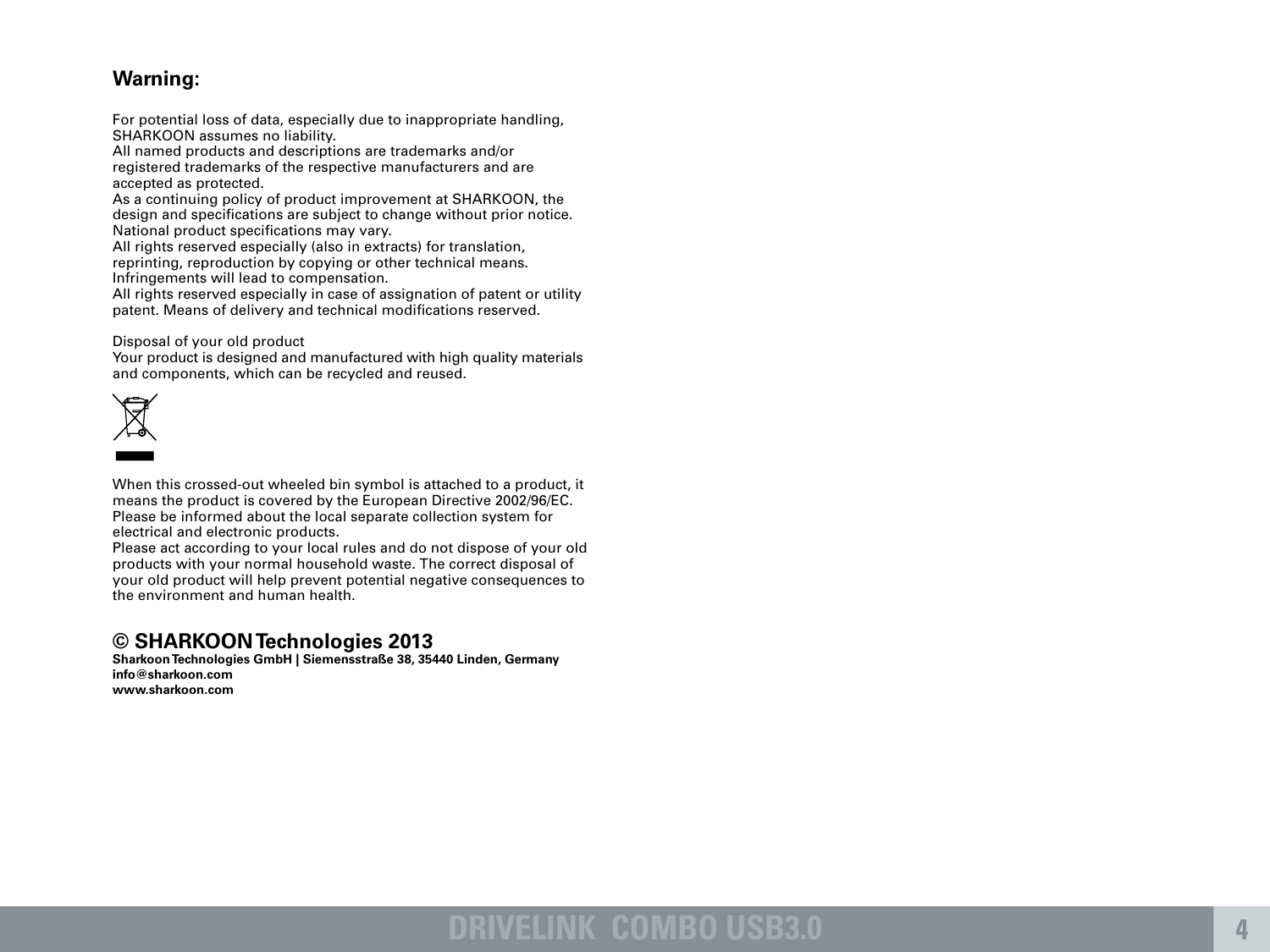## Warning:

For potential loss of data, especially due to inappropriate handling, SHARKOON assumes no liability.
All named products and descriptions are trademarks and/or registered trademarks of the respective manufacturers and are accepted as protected.
As a continuing policy of product improvement at SHARKOON, the design and specifications are subject to change without prior notice. National product specifications may vary.
All rights reserved especially (also in extracts) for translation, reprinting, reproduction by copying or other technical means. Infringements will lead to compensation.
All rights reserved especially in case of assignation of patent or utility patent. Means of delivery and technical modifications reserved.

Disposal of your old product
Your product is designed and manufactured with high quality materials and components, which can be recycled and reused.

When this crossed-out wheeled bin symbol is attached to a product, it means the product is covered by the European Directive 2002/96/EC.
Please be informed about the local separate collection system for electrical and electronic products.
Please act according to your local rules and do not dispose of your old products with your normal household waste. The correct disposal of your old product will help prevent potential negative consequences to the environment and human health.

## © SHARKOON Technologies 2013

**Sharkoon Technologies GmbH | Siemensstraße 38, 35440 Linden, Germany**
**info@sharkoon.com**
**www.sharkoon.com**